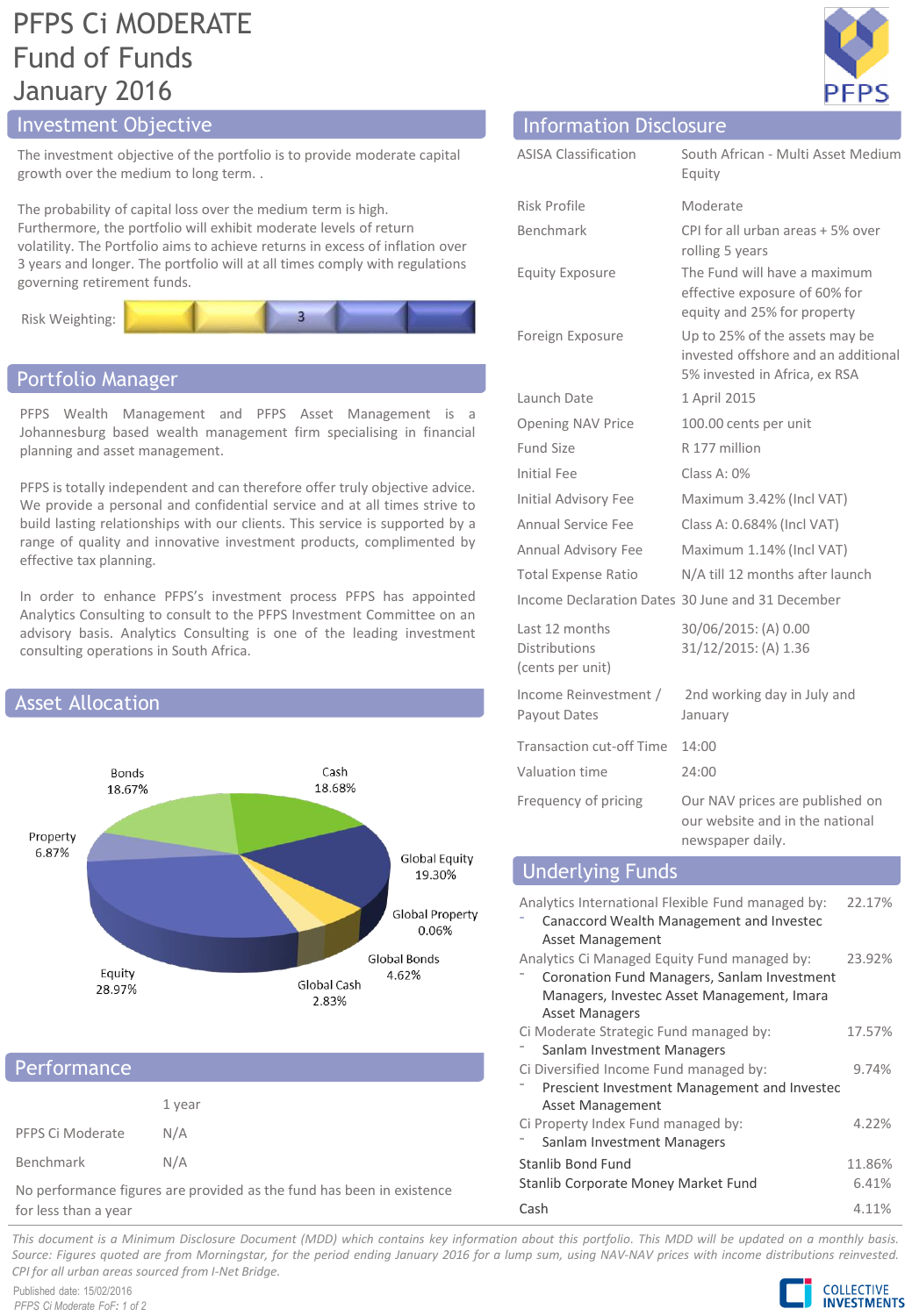# PFPS Ci MODERATE Fund of Funds
## January 2016

## Investment Objective

The investment objective of the portfolio is to provide moderate capital growth over the medium to long term. .

The probability of capital loss over the medium term is high. Furthermore, the portfolio will exhibit moderate levels of return volatility. The Portfolio aims to achieve returns in excess of inflation over 3 years and longer. The portfolio will at all times comply with regulations governing retirement funds.

Risk Weighting: 3

## Portfolio Manager

PFPS Wealth Management and PFPS Asset Management is a Johannesburg based wealth management firm specialising in financial planning and asset management.

PFPS is totally independent and can therefore offer truly objective advice. We provide a personal and confidential service and at all times strive to build lasting relationships with our clients. This service is supported by a range of quality and innovative investment products, complimented by effective tax planning.

In order to enhance PFPS's investment process PFPS has appointed Analytics Consulting to consult to the PFPS Investment Committee on an advisory basis. Analytics Consulting is one of the leading investment consulting operations in South Africa.

## Asset Allocation

| Asset | Allocation |
|---|---|
| Bonds | 18.67% |
| Cash | 18.68% |
| Global Equity | 19.30% |
| Global Property | 0.06% |
| Global Bonds | 4.62% |
| Global Cash | 2.83% |
| Equity | 28.97% |
| Property | 6.87% |

## Performance

| | 1 year |
|---|---|
| PFPS Ci Moderate | N/A |
| Benchmark | N/A |

No performance figures are provided as the fund has been in existence for less than a year

## Information Disclosure

| | |
|---|---|
| ASISA Classification | South African - Multi Asset Medium Equity |
| Risk Profile | Moderate |
| Benchmark | CPI for all urban areas + 5% over rolling 5 years |
| Equity Exposure | The Fund will have a maximum effective exposure of 60% for equity and 25% for property |
| Foreign Exposure | Up to 25% of the assets may be invested offshore and an additional 5% invested in Africa, ex RSA |
| Launch Date | 1 April 2015 |
| Opening NAV Price | 100.00 cents per unit |
| Fund Size | R 177 million |
| Initial Fee | Class A: 0% |
| Initial Advisory Fee | Maximum 3.42% (Incl VAT) |
| Annual Service Fee | Class A: 0.684% (Incl VAT) |
| Annual Advisory Fee | Maximum 1.14% (Incl VAT) |
| Total Expense Ratio | N/A till 12 months after launch |
| Income Declaration Dates | 30 June and 31 December |
| Last 12 months Distributions (cents per unit) | 30/06/2015: (A) 0.00<br>31/12/2015: (A) 1.36 |
| Income Reinvestment / Payout Dates | 2nd working day in July and January |
| Transaction cut-off Time | 14:00 |
| Valuation time | 24:00 |
| Frequency of pricing | Our NAV prices are published on our website and in the national newspaper daily. |

## Underlying Funds

| Fund | Weight |
|---|---|
| Analytics International Flexible Fund managed by:<br>- Canaccord Wealth Management and Investec Asset Management | 22.17% |
| Analytics Ci Managed Equity Fund managed by:<br>- Coronation Fund Managers, Sanlam Investment Managers, Investec Asset Management, Imara Asset Managers | 23.92% |
| Ci Moderate Strategic Fund managed by:<br>- Sanlam Investment Managers | 17.57% |
| Ci Diversified Income Fund managed by:<br>- Prescient Investment Management and Investec Asset Management | 9.74% |
| Ci Property Index Fund managed by:<br>- Sanlam Investment Managers | 4.22% |
| Stanlib Bond Fund | 11.86% |
| Stanlib Corporate Money Market Fund | 6.41% |
| Cash | 4.11% |

*This document is a Minimum Disclosure Document (MDD) which contains key information about this portfolio. This MDD will be updated on a monthly basis. Source: Figures quoted are from Morningstar, for the period ending January 2016 for a lump sum, using NAV-NAV prices with income distributions reinvested. CPI for all urban areas sourced from I-Net Bridge.*

Published date: 15/02/2016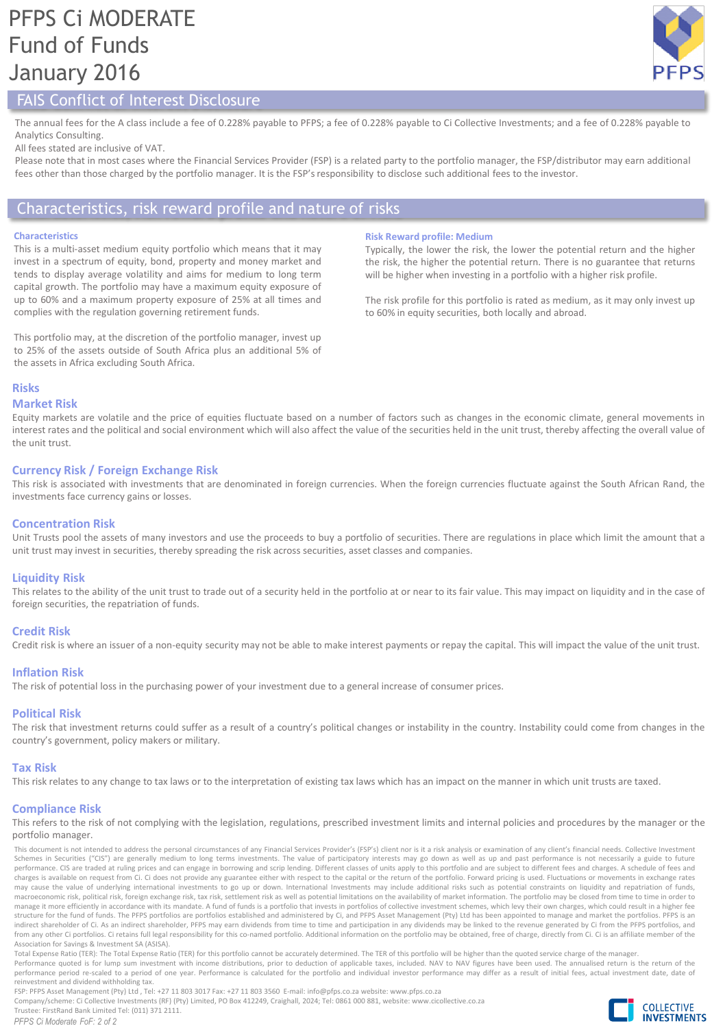# PFPS Ci MODERATE Fund of Funds January 2016

## FAIS Conflict of Interest Disclosure

The annual fees for the A class include a fee of 0.228% payable to PFPS; a fee of 0.228% payable to Ci Collective Investments; and a fee of 0.228% payable to Analytics Consulting.

All fees stated are inclusive of VAT.

Please note that in most cases where the Financial Services Provider (FSP) is a related party to the portfolio manager, the FSP/distributor may earn additional fees other than those charged by the portfolio manager. It is the FSP's responsibility to disclose such additional fees to the investor.

## Characteristics, risk reward profile and nature of risks

### Characteristics

This is a multi-asset medium equity portfolio which means that it may invest in a spectrum of equity, bond, property and money market and tends to display average volatility and aims for medium to long term capital growth. The portfolio may have a maximum equity exposure of up to 60% and a maximum property exposure of 25% at all times and complies with the regulation governing retirement funds.

This portfolio may, at the discretion of the portfolio manager, invest up to 25% of the assets outside of South Africa plus an additional 5% of the assets in Africa excluding South Africa.

### Risk Reward profile: Medium

Typically, the lower the risk, the lower the potential return and the higher the risk, the higher the potential return. There is no guarantee that returns will be higher when investing in a portfolio with a higher risk profile.

The risk profile for this portfolio is rated as medium, as it may only invest up to 60% in equity securities, both locally and abroad.

### Risks

#### Market Risk

Equity markets are volatile and the price of equities fluctuate based on a number of factors such as changes in the economic climate, general movements in interest rates and the political and social environment which will also affect the value of the securities held in the unit trust, thereby affecting the overall value of the unit trust.

#### Currency Risk / Foreign Exchange Risk

This risk is associated with investments that are denominated in foreign currencies. When the foreign currencies fluctuate against the South African Rand, the investments face currency gains or losses.

#### Concentration Risk

Unit Trusts pool the assets of many investors and use the proceeds to buy a portfolio of securities. There are regulations in place which limit the amount that a unit trust may invest in securities, thereby spreading the risk across securities, asset classes and companies.

#### Liquidity Risk

This relates to the ability of the unit trust to trade out of a security held in the portfolio at or near to its fair value. This may impact on liquidity and in the case of foreign securities, the repatriation of funds.

#### Credit Risk

Credit risk is where an issuer of a non-equity security may not be able to make interest payments or repay the capital. This will impact the value of the unit trust.

#### Inflation Risk

The risk of potential loss in the purchasing power of your investment due to a general increase of consumer prices.

#### Political Risk

The risk that investment returns could suffer as a result of a country's political changes or instability in the country. Instability could come from changes in the country's government, policy makers or military.

#### Tax Risk

This risk relates to any change to tax laws or to the interpretation of existing tax laws which has an impact on the manner in which unit trusts are taxed.

#### Compliance Risk

This refers to the risk of not complying with the legislation, regulations, prescribed investment limits and internal policies and procedures by the manager or the portfolio manager.

This document is not intended to address the personal circumstances of any Financial Services Provider's (FSP's) client nor is it a risk analysis or examination of any client's financial needs. Collective Investment Schemes in Securities ("CIS") are generally medium to long terms investments. The value of participatory interests may go down as well as up and past performance is not necessarily a guide to future performance. CIS are traded at ruling prices and can engage in borrowing and scrip lending. Different classes of units apply to this portfolio and are subject to different fees and charges. A schedule of fees and charges is available on request from Ci. Ci does not provide any guarantee either with respect to the capital or the return of the portfolio. Forward pricing is used. Fluctuations or movements in exchange rates may cause the value of underlying international investments to go up or down. International Investments may include additional risks such as potential constraints on liquidity and repatriation of funds, macroeconomic risk, political risk, foreign exchange risk, tax risk, settlement risk as well as potential limitations on the availability of market information. The portfolio may be closed from time to time in order to manage it more efficiently in accordance with its mandate. A fund of funds is a portfolio that invests in portfolios of collective investment schemes, which levy their own charges, which could result in a higher fee structure for the fund of funds. The PFPS portfolios are portfolios established and administered by Ci, and PFPS Asset Management (Pty) Ltd has been appointed to manage and market the portfolios. PFPS is an indirect shareholder of Ci. As an indirect shareholder, PFPS may earn dividends from time to time and participation in any dividends may be linked to the revenue generated by Ci from the PFPS portfolios, and from any other Ci portfolios. Ci retains full legal responsibility for this co-named portfolio. Additional information on the portfolio may be obtained, free of charge, directly from Ci. Ci is an affiliate member of the Association for Savings & Investment SA (ASISA).

Total Expense Ratio (TER): The Total Expense Ratio (TER) for this portfolio cannot be accurately determined. The TER of this portfolio will be higher than the quoted service charge of the manager.

Performance quoted is for lump sum investment with income distributions, prior to deduction of applicable taxes, included. NAV to NAV figures have been used. The annualised return is the return of the performance period re-scaled to a period of one year. Performance is calculated for the portfolio and individual investor performance may differ as a result of initial fees, actual investment date, date of reinvestment and dividend withholding tax.

FSP: PFPS Asset Management (Pty) Ltd , Tel: +27 11 803 3017 Fax: +27 11 803 3560 E-mail: info@pfps.co.za website: www.pfps.co.za

Company/scheme: Ci Collective Investments (RF) (Pty) Limited, PO Box 412249, Craighall, 2024; Tel: 0861 000 881, website: www.cicollective.co.za

Trustee: FirstRand Bank Limited Tel: (011) 371 2111.